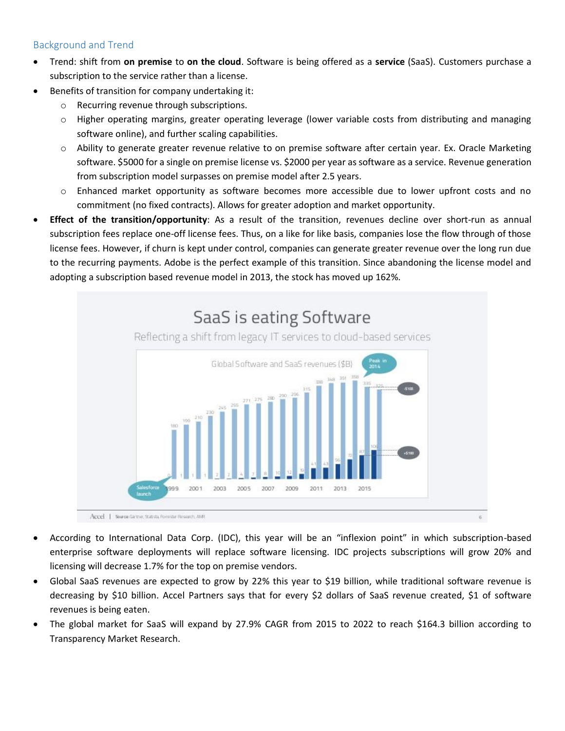## Background and Trend

- Trend: shift from **on premise** to **on the cloud**. Software is being offered as a **service** (SaaS). Customers purchase a subscription to the service rather than a license.
- Benefits of transition for company undertaking it:
  - Recurring revenue through subscriptions.
  - Higher operating margins, greater operating leverage (lower variable costs from distributing and managing software online), and further scaling capabilities.
  - Ability to generate greater revenue relative to on premise software after certain year. Ex. Oracle Marketing software. $5000 for a single on premise license vs. $2000 per year as software as a service. Revenue generation from subscription model surpasses on premise model after 2.5 years.
  - Enhanced market opportunity as software becomes more accessible due to lower upfront costs and no commitment (no fixed contracts). Allows for greater adoption and market opportunity.
- **Effect of the transition/opportunity**: As a result of the transition, revenues decline over short-run as annual subscription fees replace one-off license fees. Thus, on a like for like basis, companies lose the flow through of those license fees. However, if churn is kept under control, companies can generate greater revenue over the long run due to the recurring payments. Adobe is the perfect example of this transition. Since abandoning the license model and adopting a subscription based revenue model in 2013, the stock has moved up 162%.

- According to International Data Corp. (IDC), this year will be an "inflexion point" in which subscription-based enterprise software deployments will replace software licensing. IDC projects subscriptions will grow 20% and licensing will decrease 1.7% for the top on premise vendors.
- Global SaaS revenues are expected to grow by 22% this year to $19 billion, while traditional software revenue is decreasing by $10 billion. Accel Partners says that for every $2 dollars of SaaS revenue created, $1 of software revenues is being eaten.
- The global market for SaaS will expand by 27.9% CAGR from 2015 to 2022 to reach $164.3 billion according to Transparency Market Research.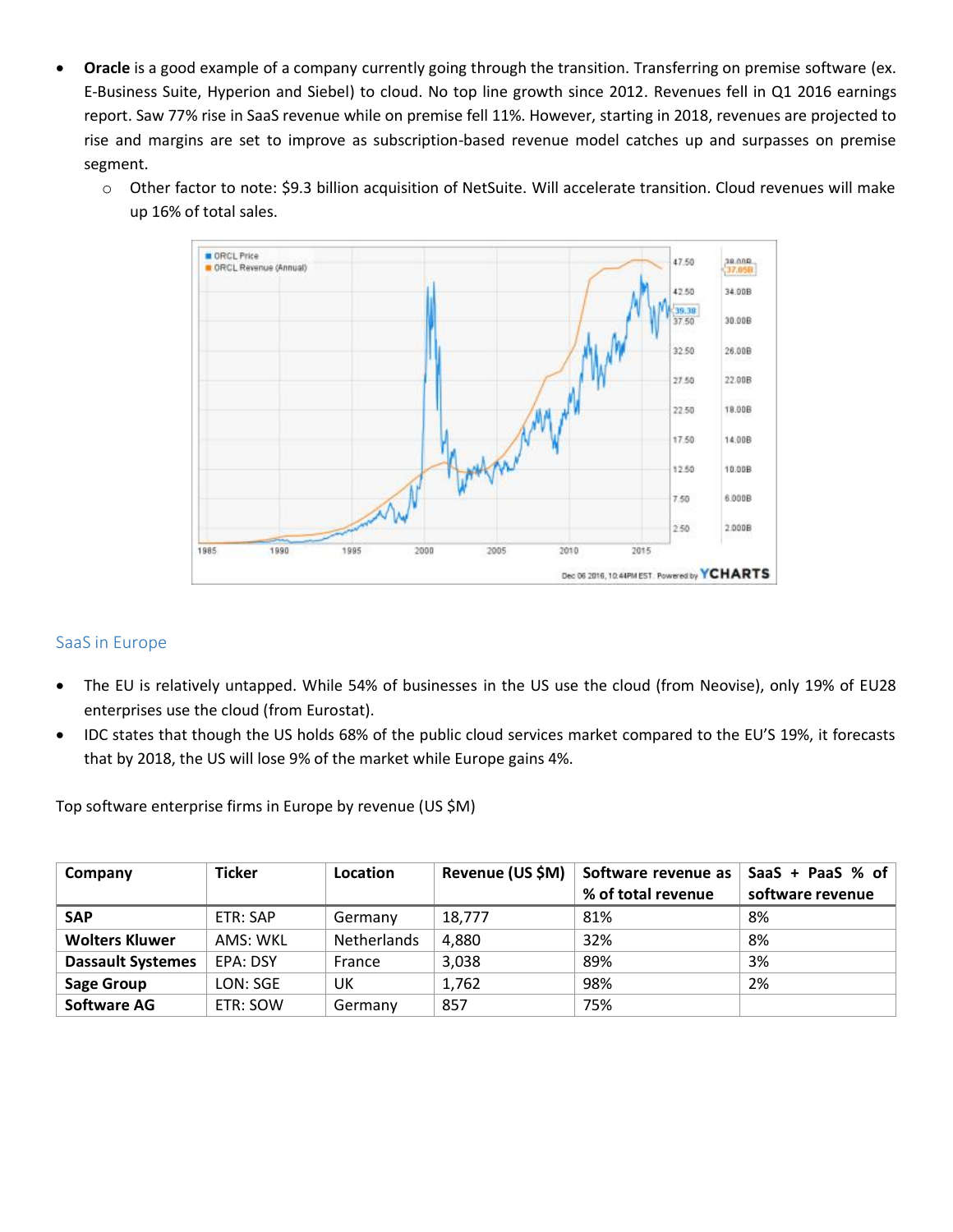- **Oracle** is a good example of a company currently going through the transition. Transferring on premise software (ex. E-Business Suite, Hyperion and Siebel) to cloud. No top line growth since 2012. Revenues fell in Q1 2016 earnings report. Saw 77% rise in SaaS revenue while on premise fell 11%. However, starting in 2018, revenues are projected to rise and margins are set to improve as subscription-based revenue model catches up and surpasses on premise segment.
  - Other factor to note: $9.3 billion acquisition of NetSuite. Will accelerate transition. Cloud revenues will make up 16% of total sales.

## SaaS in Europe

- The EU is relatively untapped. While 54% of businesses in the US use the cloud (from Neovise), only 19% of EU28 enterprises use the cloud (from Eurostat).
- IDC states that though the US holds 68% of the public cloud services market compared to the EU'S 19%, it forecasts that by 2018, the US will lose 9% of the market while Europe gains 4%.

Top software enterprise firms in Europe by revenue (US $M)

| Company | Ticker | Location | Revenue (US $M) | Software revenue as % of total revenue | SaaS + PaaS % of software revenue |
|---|---|---|---|---|---|
| **SAP** | ETR: SAP | Germany | 18,777 | 81% | 8% |
| **Wolters Kluwer** | AMS: WKL | Netherlands | 4,880 | 32% | 8% |
| **Dassault Systemes** | EPA: DSY | France | 3,038 | 89% | 3% |
| **Sage Group** | LON: SGE | UK | 1,762 | 98% | 2% |
| **Software AG** | ETR: SOW | Germany | 857 | 75% | |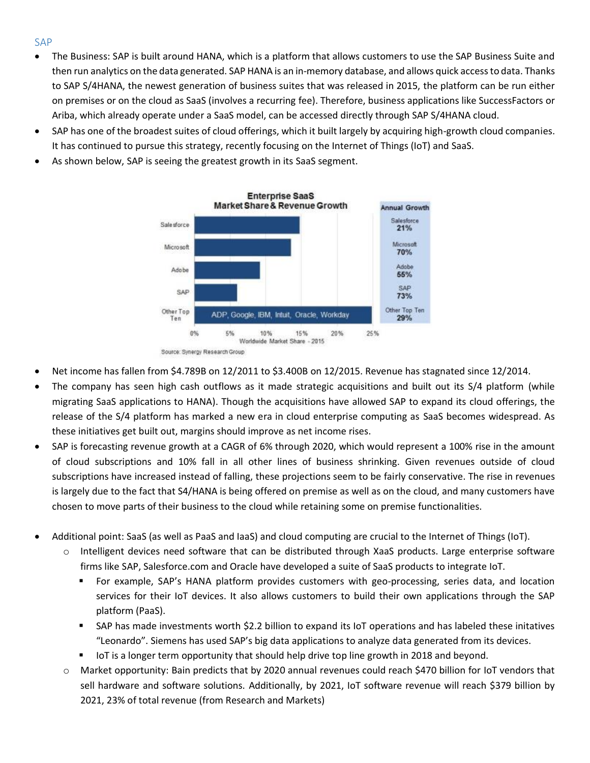## SAP

- The Business: SAP is built around HANA, which is a platform that allows customers to use the SAP Business Suite and then run analytics on the data generated. SAP HANA is an in-memory database, and allows quick access to data. Thanks to SAP S/4HANA, the newest generation of business suites that was released in 2015, the platform can be run either on premises or on the cloud as SaaS (involves a recurring fee). Therefore, business applications like SuccessFactors or Ariba, which already operate under a SaaS model, can be accessed directly through SAP S/4HANA cloud.
- SAP has one of the broadest suites of cloud offerings, which it built largely by acquiring high-growth cloud companies. It has continued to pursue this strategy, recently focusing on the Internet of Things (IoT) and SaaS.
- As shown below, SAP is seeing the greatest growth in its SaaS segment.

**Enterprise SaaS Market Share & Revenue Growth**

| Company | Annual Growth |
| --- | --- |
| Salesforce | 21% |
| Microsoft | 70% |
| Adobe | 55% |
| SAP | 73% |
| Other Top Ten (ADP, Google, IBM, Intuit, Oracle, Workday) | 29% |

Worldwide Market Share - 2015

Source: Synergy Research Group

- Net income has fallen from $4.789B on 12/2011 to $3.400B on 12/2015. Revenue has stagnated since 12/2014.
- The company has seen high cash outflows as it made strategic acquisitions and built out its S/4 platform (while migrating SaaS applications to HANA). Though the acquisitions have allowed SAP to expand its cloud offerings, the release of the S/4 platform has marked a new era in cloud enterprise computing as SaaS becomes widespread. As these initiatives get built out, margins should improve as net income rises.
- SAP is forecasting revenue growth at a CAGR of 6% through 2020, which would represent a 100% rise in the amount of cloud subscriptions and 10% fall in all other lines of business shrinking. Given revenues outside of cloud subscriptions have increased instead of falling, these projections seem to be fairly conservative. The rise in revenues is largely due to the fact that S4/HANA is being offered on premise as well as on the cloud, and many customers have chosen to move parts of their business to the cloud while retaining some on premise functionalities.

- Additional point: SaaS (as well as PaaS and IaaS) and cloud computing are crucial to the Internet of Things (IoT).
  - Intelligent devices need software that can be distributed through XaaS products. Large enterprise software firms like SAP, Salesforce.com and Oracle have developed a suite of SaaS products to integrate IoT.
    - For example, SAP's HANA platform provides customers with geo-processing, series data, and location services for their IoT devices. It also allows customers to build their own applications through the SAP platform (PaaS).
    - SAP has made investments worth $2.2 billion to expand its IoT operations and has labeled these initatives "Leonardo". Siemens has used SAP's big data applications to analyze data generated from its devices.
    - IoT is a longer term opportunity that should help drive top line growth in 2018 and beyond.
  - Market opportunity: Bain predicts that by 2020 annual revenues could reach $470 billion for IoT vendors that sell hardware and software solutions. Additionally, by 2021, IoT software revenue will reach $379 billion by 2021, 23% of total revenue (from Research and Markets)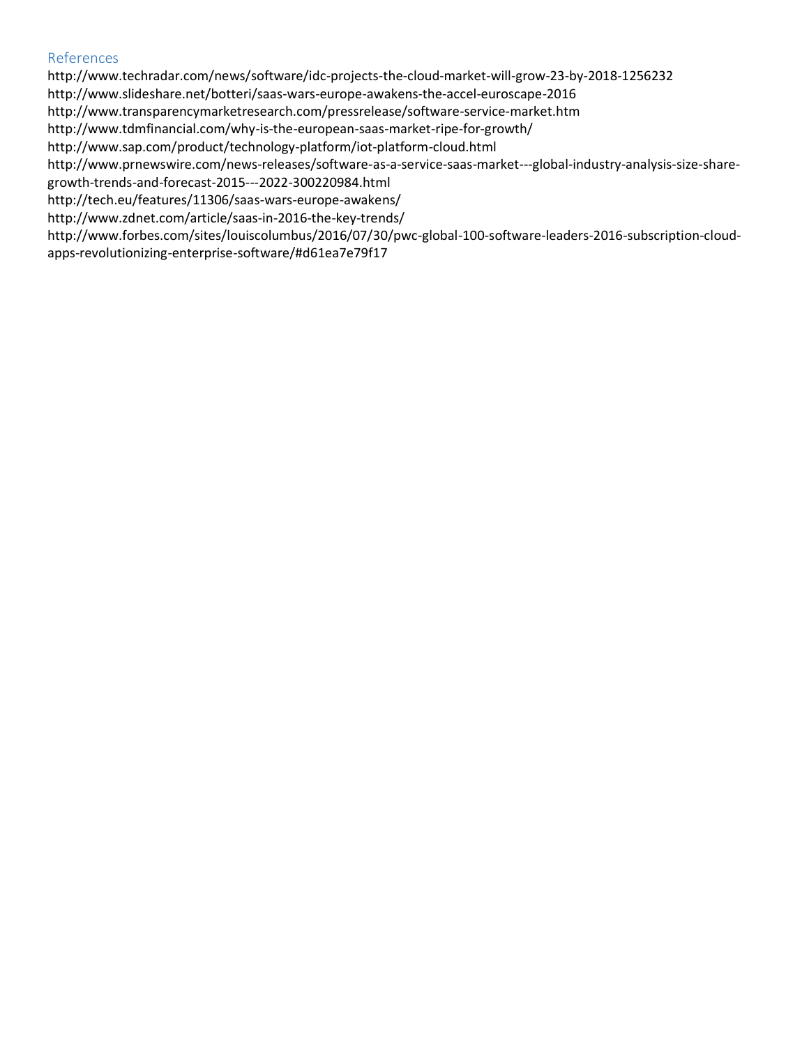## References

http://www.techradar.com/news/software/idc-projects-the-cloud-market-will-grow-23-by-2018-1256232

http://www.slideshare.net/botteri/saas-wars-europe-awakens-the-accel-euroscape-2016

http://www.transparencymarketresearch.com/pressrelease/software-service-market.htm

http://www.tdmfinancial.com/why-is-the-european-saas-market-ripe-for-growth/

http://www.sap.com/product/technology-platform/iot-platform-cloud.html

http://www.prnewswire.com/news-releases/software-as-a-service-saas-market---global-industry-analysis-size-share-growth-trends-and-forecast-2015---2022-300220984.html

http://tech.eu/features/11306/saas-wars-europe-awakens/

http://www.zdnet.com/article/saas-in-2016-the-key-trends/

http://www.forbes.com/sites/louiscolumbus/2016/07/30/pwc-global-100-software-leaders-2016-subscription-cloud-apps-revolutionizing-enterprise-software/#d61ea7e79f17